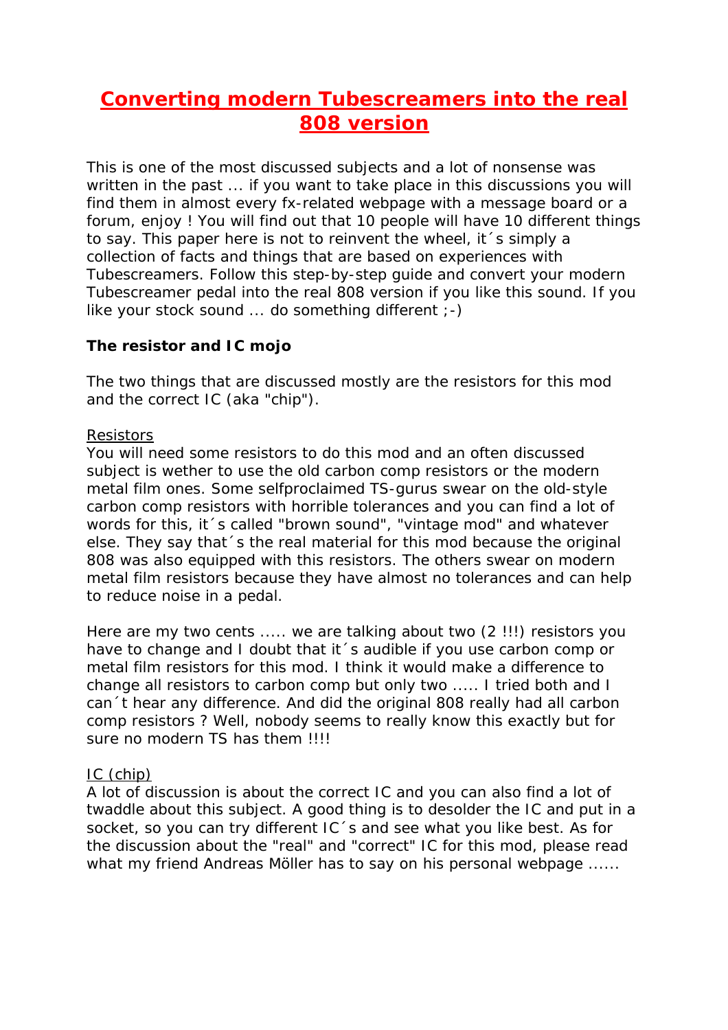# Converting modern Tubescreamers into the real 808 version

This is one of the most discussed subjects and a lot of nonsense was written in the past ... if you want to take place in this discussions you will find them in almost every fx-related webpage with a message board or a forum, enjoy ! You will find out that 10 people will have 10 different things to say. This paper here is not to reinvent the wheel, it´s simply a collection of facts and things that are based on experiences with Tubescreamers. Follow this step-by-step guide and convert your modern Tubescreamer pedal into the real 808 version if you like this sound. If you like your stock sound ... do something different ;-)

**The resistor and IC mojo**

The two things that are discussed mostly are the resistors for this mod and the correct IC (aka "chip").

Resistors

You will need some resistors to do this mod and an often discussed subject is wether to use the old carbon comp resistors or the modern metal film ones. Some selfproclaimed TS-gurus swear on the old-style carbon comp resistors with horrible tolerances and you can find a lot of words for this, it´s called "brown sound", "vintage mod" and whatever else. They say that´s the real material for this mod because the original 808 was also equipped with this resistors. The others swear on modern metal film resistors because they have almost no tolerances and can help to reduce noise in a pedal.

Here are my two cents ..... we are talking about two (2 !!!) resistors you have to change and I doubt that it´s audible if you use carbon comp or metal film resistors for this mod. I think it would make a difference to change all resistors to carbon comp but only two ..... I tried both and I can´t hear any difference. And did the original 808 really had all carbon comp resistors ? Well, nobody seems to really know this exactly but for sure no modern TS has them !!!!

IC (chip)

A lot of discussion is about the correct IC and you can also find a lot of twaddle about this subject. A good thing is to desolder the IC and put in a socket, so you can try different IC´s and see what you like best. As for the discussion about the "real" and "correct" IC for this mod, please read what my friend Andreas Möller has to say on his personal webpage ......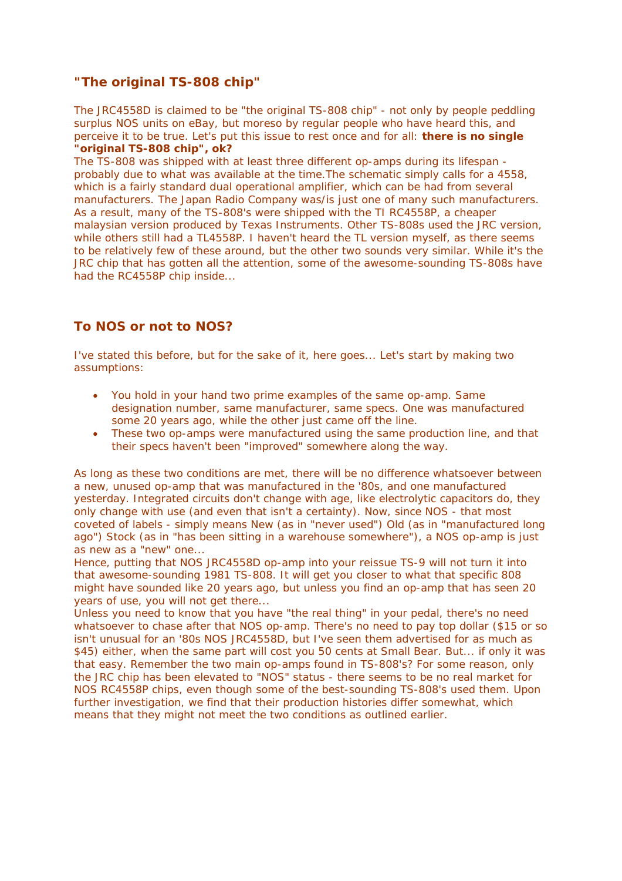## "The original TS-808 chip"

The JRC4558D is claimed to be "the original TS-808 chip" - not only by people peddling surplus NOS units on eBay, but moreso by regular people who have heard this, and perceive it to be true. Let's put this issue to rest once and for all: **there is no single "original TS-808 chip", ok?**
The TS-808 was shipped with at least three different op-amps during its lifespan - probably due to what was available at the time.The schematic simply calls for a 4558, which is a fairly standard dual operational amplifier, which can be had from several manufacturers. The Japan Radio Company was/is just one of many such manufacturers. As a result, many of the TS-808's were shipped with the TI RC4558P, a cheaper malaysian version produced by Texas Instruments. Other TS-808s used the JRC version, while others still had a TL4558P. I haven't heard the TL version myself, as there seems to be relatively few of these around, but the other two sounds very similar. While it's the JRC chip that has gotten all the attention, some of the awesome-sounding TS-808s have had the RC4558P chip inside...

## To NOS or not to NOS?

I've stated this before, but for the sake of it, here goes... Let's start by making two assumptions:

- You hold in your hand two prime examples of the same op-amp. Same designation number, same manufacturer, same specs. One was manufactured some 20 years ago, while the other just came off the line.
- These two op-amps were manufactured using the same production line, and that their specs haven't been "improved" somewhere along the way.

As long as these two conditions are met, there will be no difference whatsoever between a new, unused op-amp that was manufactured in the '80s, and one manufactured yesterday. Integrated circuits don't change with age, like electrolytic capacitors do, they only change with use (and even that isn't a certainty). Now, since NOS - that most coveted of labels - simply means New (as in "never used") Old (as in "manufactured long ago") Stock (as in "has been sitting in a warehouse somewhere"), a NOS op-amp is just as new as a "new" one...
Hence, putting that NOS JRC4558D op-amp into your reissue TS-9 will not turn it into that awesome-sounding 1981 TS-808. It will get you closer to what that specific 808 might have sounded like 20 years ago, but unless you find an op-amp that has seen 20 years of use, you will not get there...
Unless you need to know that you have "the real thing" in your pedal, there's no need whatsoever to chase after that NOS op-amp. There's no need to pay top dollar ($15 or so isn't unusual for an '80s NOS JRC4558D, but I've seen them advertised for as much as $45) either, when the same part will cost you 50 cents at Small Bear. But... if only it was that easy. Remember the two main op-amps found in TS-808's? For some reason, only the JRC chip has been elevated to "NOS" status - there seems to be no real market for NOS RC4558P chips, even though some of the best-sounding TS-808's used them. Upon further investigation, we find that their production histories differ somewhat, which means that they might not meet the two conditions as outlined earlier.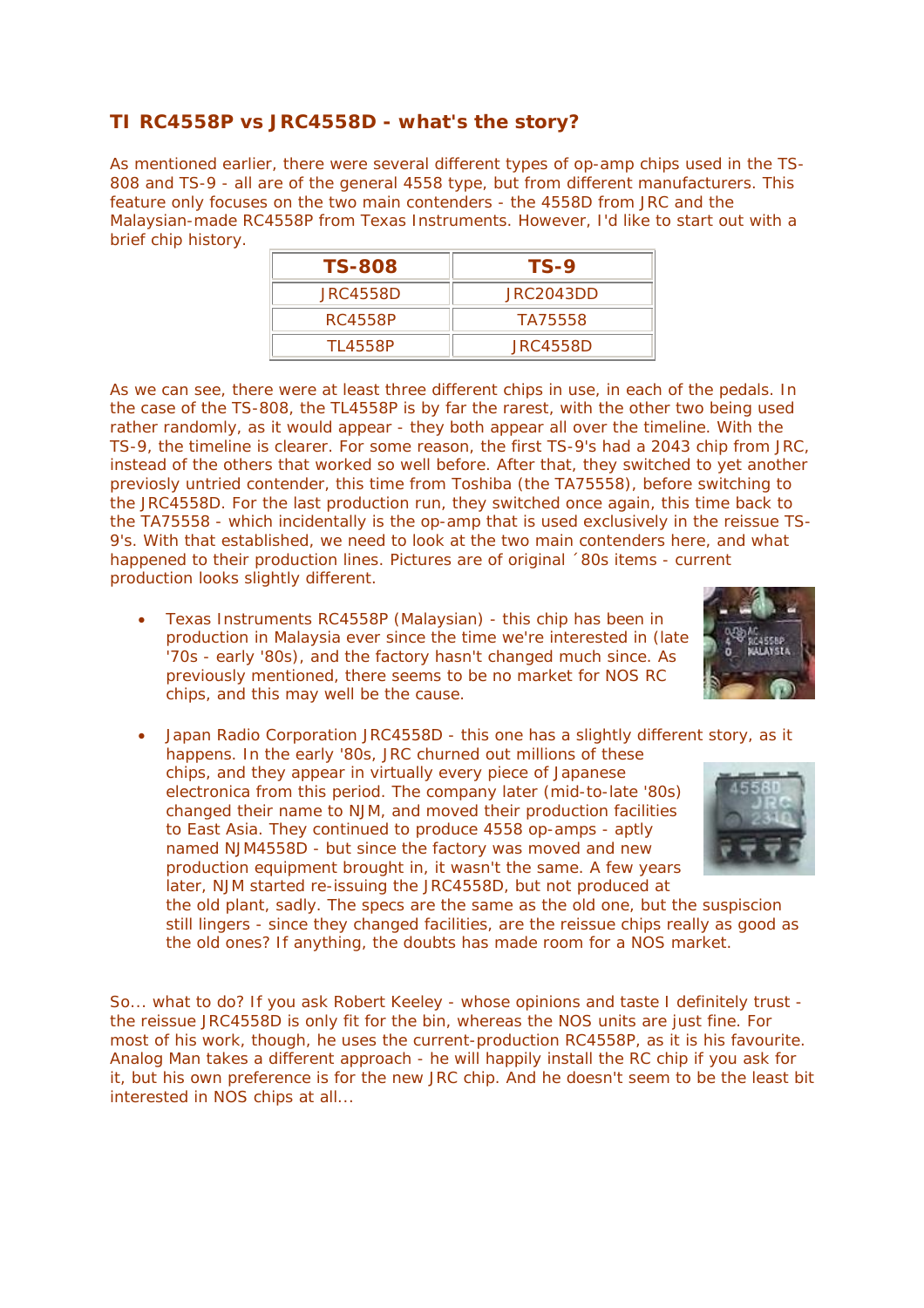## TI RC4558P vs JRC4558D - what's the story?

As mentioned earlier, there were several different types of op-amp chips used in the TS-808 and TS-9 - all are of the general 4558 type, but from different manufacturers. This feature only focuses on the two main contenders - the 4558D from JRC and the Malaysian-made RC4558P from Texas Instruments. However, I'd like to start out with a brief chip history.

| TS-808 | TS-9 |
| --- | --- |
| JRC4558D | JRC2043DD |
| RC4558P | TA75558 |
| TL4558P | JRC4558D |

As we can see, there were at least three different chips in use, in each of the pedals. In the case of the TS-808, the TL4558P is by far the rarest, with the other two being used rather randomly, as it would appear - they both appear all over the timeline. With the TS-9, the timeline is clearer. For some reason, the first TS-9's had a 2043 chip from JRC, instead of the others that worked so well before. After that, they switched to yet another previously untried contender, this time from Toshiba (the TA75558), before switching to the JRC4558D. For the last production run, they switched once again, this time back to the TA75558 - which incidentally is the op-amp that is used exclusively in the reissue TS-9's. With that established, we need to look at the two main contenders here, and what happened to their production lines. Pictures are of original ´80s items - current production looks slightly different.

- Texas Instruments RC4558P (Malaysian) - this chip has been in production in Malaysia ever since the time we're interested in (late '70s - early '80s), and the factory hasn't changed much since. As previously mentioned, there seems to be no market for NOS RC chips, and this may well be the cause.

- Japan Radio Corporation JRC4558D - this one has a slightly different story, as it happens. In the early '80s, JRC churned out millions of these chips, and they appear in virtually every piece of Japanese electronica from this period. The company later (mid-to-late '80s) changed their name to NJM, and moved their production facilities to East Asia. They continued to produce 4558 op-amps - aptly named NJM4558D - but since the factory was moved and new production equipment brought in, it wasn't the same. A few years later, NJM started re-issuing the JRC4558D, but not produced at the old plant, sadly. The specs are the same as the old one, but the suspiscion still lingers - since they changed facilities, are the reissue chips really as good as the old ones? If anything, the doubts has made room for a NOS market.

So... what to do? If you ask Robert Keeley - whose opinions and taste I definitely trust - the reissue JRC4558D is only fit for the bin, whereas the NOS units are just fine. For most of his work, though, he uses the current-production RC4558P, as it is his favourite. Analog Man takes a different approach - he will happily install the RC chip if you ask for it, but his own preference is for the new JRC chip. And he doesn't seem to be the least bit interested in NOS chips at all...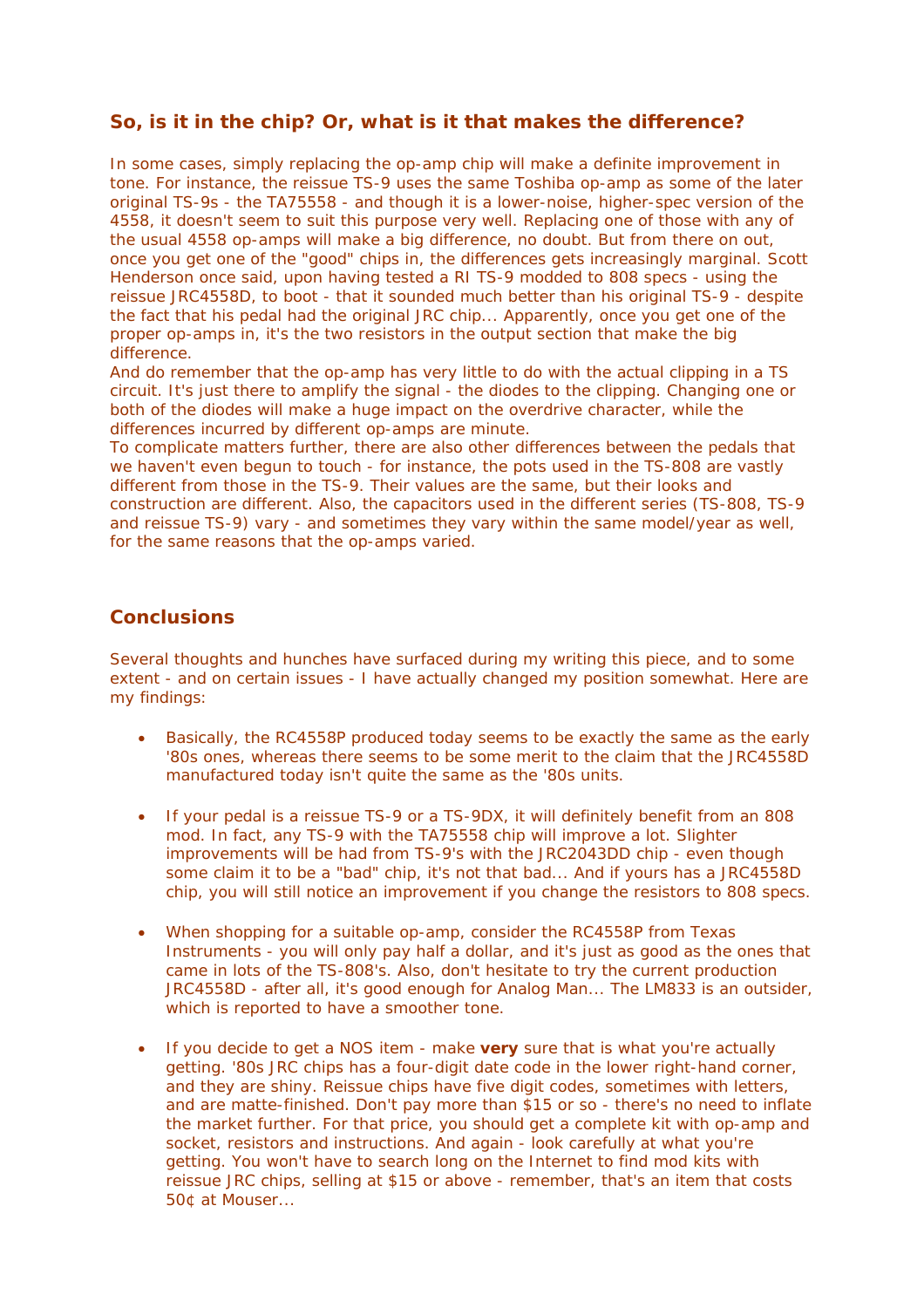## So, is it in the chip? Or, what is it that makes the difference?

In some cases, simply replacing the op-amp chip will make a definite improvement in tone. For instance, the reissue TS-9 uses the same Toshiba op-amp as some of the later original TS-9s - the TA75558 - and though it is a lower-noise, higher-spec version of the 4558, it doesn't seem to suit this purpose very well. Replacing one of those with any of the usual 4558 op-amps will make a big difference, no doubt. But from there on out, once you get one of the "good" chips in, the differences gets increasingly marginal. Scott Henderson once said, upon having tested a RI TS-9 modded to 808 specs - using the reissue JRC4558D, to boot - that it sounded much better than his original TS-9 - despite the fact that his pedal had the original JRC chip... Apparently, once you get one of the proper op-amps in, it's the two resistors in the output section that make the big difference.
And do remember that the op-amp has very little to do with the actual clipping in a TS circuit. It's just there to amplify the signal - the diodes to the clipping. Changing one or both of the diodes will make a huge impact on the overdrive character, while the differences incurred by different op-amps are minute.
To complicate matters further, there are also other differences between the pedals that we haven't even begun to touch - for instance, the pots used in the TS-808 are vastly different from those in the TS-9. Their values are the same, but their looks and construction are different. Also, the capacitors used in the different series (TS-808, TS-9 and reissue TS-9) vary - and sometimes they vary within the same model/year as well, for the same reasons that the op-amps varied.

## Conclusions

Several thoughts and hunches have surfaced during my writing this piece, and to some extent - and on certain issues - I have actually changed my position somewhat. Here are my findings:

- Basically, the RC4558P produced today seems to be exactly the same as the early '80s ones, whereas there seems to be some merit to the claim that the JRC4558D manufactured today isn't quite the same as the '80s units.

- If your pedal is a reissue TS-9 or a TS-9DX, it will definitely benefit from an 808 mod. In fact, any TS-9 with the TA75558 chip will improve a lot. Slighter improvements will be had from TS-9's with the JRC2043DD chip - even though some claim it to be a "bad" chip, it's not that bad... And if yours has a JRC4558D chip, you will still notice an improvement if you change the resistors to 808 specs.

- When shopping for a suitable op-amp, consider the RC4558P from Texas Instruments - you will only pay half a dollar, and it's just as good as the ones that came in lots of the TS-808's. Also, don't hesitate to try the current production JRC4558D - after all, it's good enough for Analog Man... The LM833 is an outsider, which is reported to have a smoother tone.

- If you decide to get a NOS item - make **very** sure that is what you're actually getting. '80s JRC chips has a four-digit date code in the lower right-hand corner, and they are shiny. Reissue chips have five digit codes, sometimes with letters, and are matte-finished. Don't pay more than $15 or so - there's no need to inflate the market further. For that price, you should get a complete kit with op-amp and socket, resistors and instructions. And again - look carefully at what you're getting. You won't have to search long on the Internet to find mod kits with reissue JRC chips, selling at $15 or above - remember, that's an item that costs 50¢ at Mouser...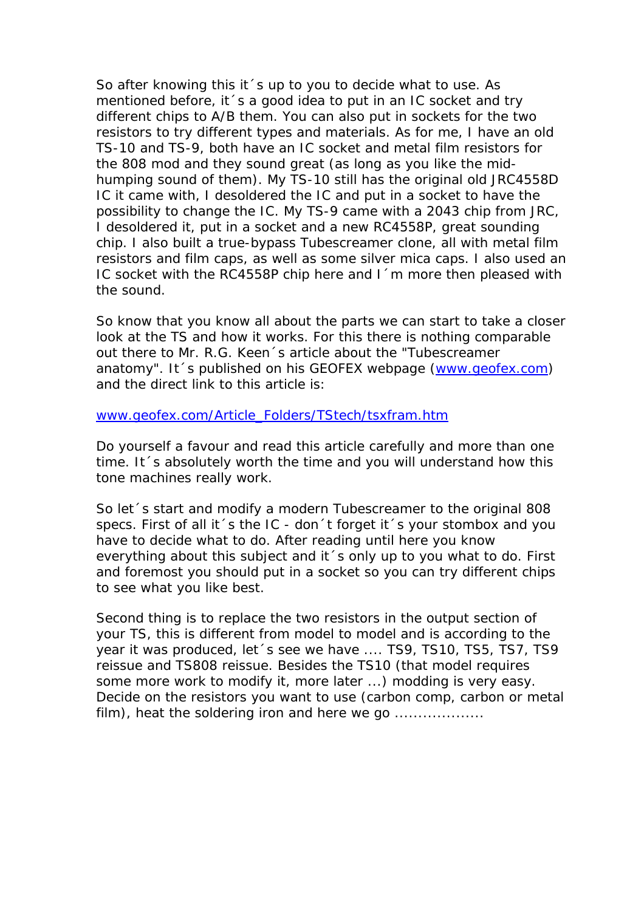So after knowing this it´s up to you to decide what to use. As mentioned before, it´s a good idea to put in an IC socket and try different chips to A/B them. You can also put in sockets for the two resistors to try different types and materials. As for me, I have an old TS-10 and TS-9, both have an IC socket and metal film resistors for the 808 mod and they sound great (as long as you like the mid-humping sound of them). My TS-10 still has the original old JRC4558D IC it came with, I desoldered the IC and put in a socket to have the possibility to change the IC. My TS-9 came with a 2043 chip from JRC, I desoldered it, put in a socket and a new RC4558P, great sounding chip. I also built a true-bypass Tubescreamer clone, all with metal film resistors and film caps, as well as some silver mica caps. I also used an IC socket with the RC4558P chip here and I´m more then pleased with the sound.

So know that you know all about the parts we can start to take a closer look at the TS and how it works. For this there is nothing comparable out there to Mr. R.G. Keen´s article about the "Tubescreamer anatomy". It´s published on his GEOFEX webpage ([www.geofex.com](http://www.geofex.com)) and the direct link to this article is:

[www.geofex.com/Article_Folders/TStech/tsxfram.htm](http://www.geofex.com/Article_Folders/TStech/tsxfram.htm)

Do yourself a favour and read this article carefully and more than one time. It´s absolutely worth the time and you will understand how this tone machines really work.

So let´s start and modify a modern Tubescreamer to the original 808 specs. First of all it´s the IC - don´t forget it´s your stombox and you have to decide what to do. After reading until here you know everything about this subject and it´s only up to you what to do. First and foremost you should put in a socket so you can try different chips to see what you like best.

Second thing is to replace the two resistors in the output section of your TS, this is different from model to model and is according to the year it was produced, let´s see we have .... TS9, TS10, TS5, TS7, TS9 reissue and TS808 reissue. Besides the TS10 (that model requires some more work to modify it, more later ...) modding is very easy. Decide on the resistors you want to use (carbon comp, carbon or metal film), heat the soldering iron and here we go ...................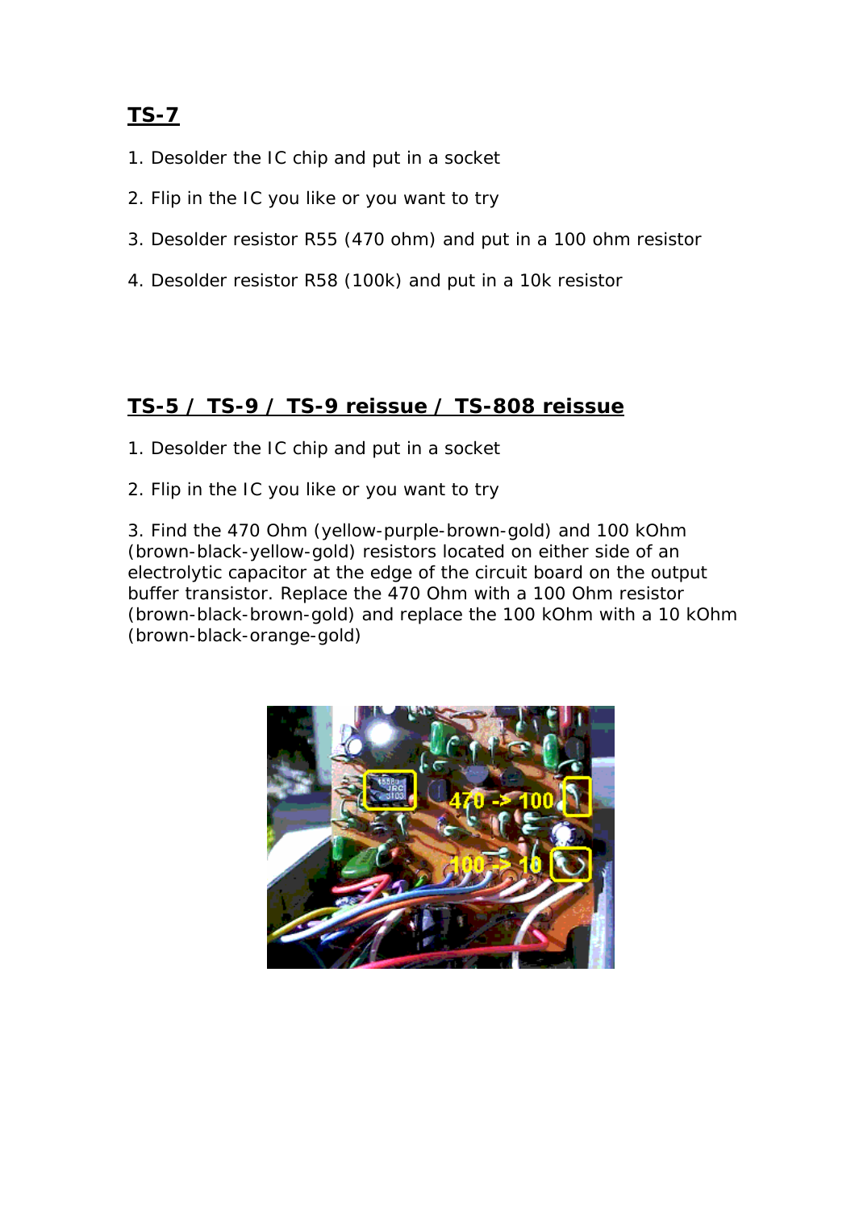## TS-7

1. Desolder the IC chip and put in a socket

2. Flip in the IC you like or you want to try

3. Desolder resistor R55 (470 ohm) and put in a 100 ohm resistor

4. Desolder resistor R58 (100k) and put in a 10k resistor

## TS-5 / TS-9 / TS-9 reissue / TS-808 reissue

1. Desolder the IC chip and put in a socket

2. Flip in the IC you like or you want to try

3. Find the 470 Ohm (yellow-purple-brown-gold) and 100 kOhm (brown-black-yellow-gold) resistors located on either side of an electrolytic capacitor at the edge of the circuit board on the output buffer transistor. Replace the 470 Ohm with a 100 Ohm resistor (brown-black-brown-gold) and replace the 100 kOhm with a 10 kOhm (brown-black-orange-gold)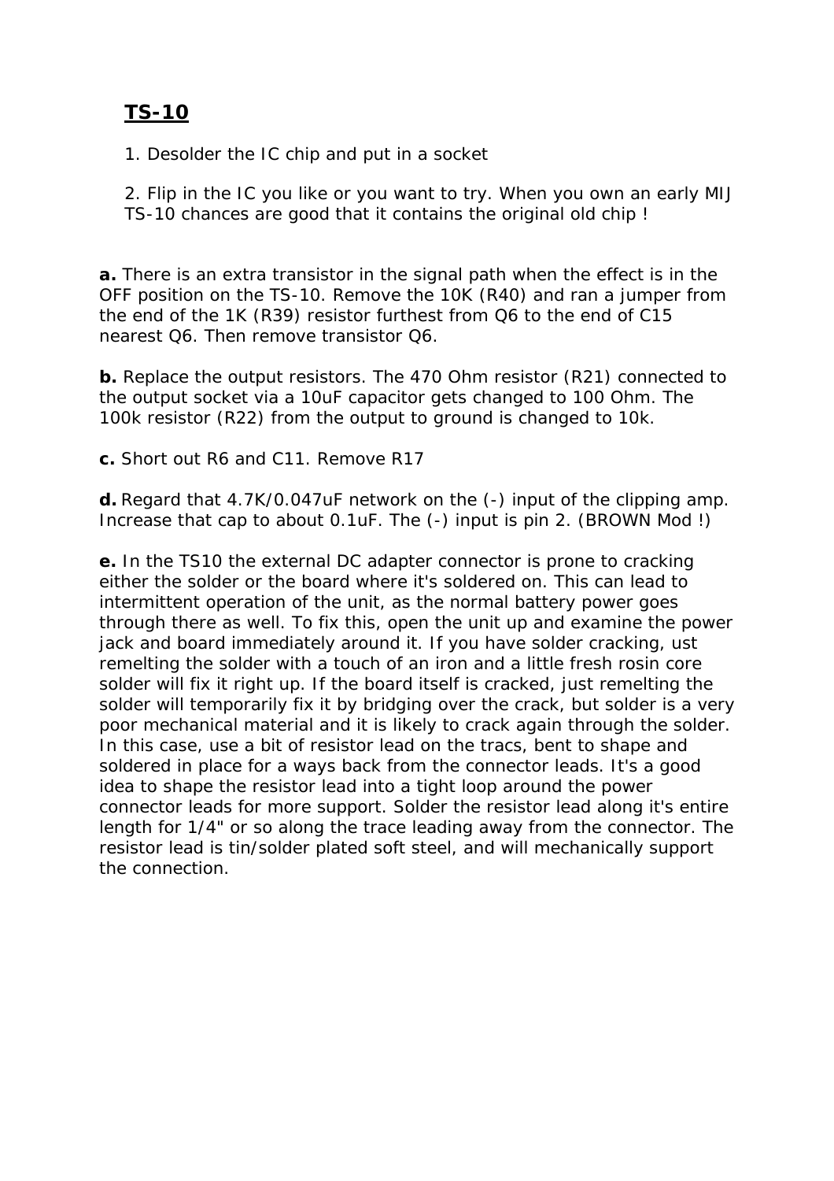## TS-10

1. Desolder the IC chip and put in a socket

2. Flip in the IC you like or you want to try. When you own an early MIJ TS-10 chances are good that it contains the original old chip !

**a.** There is an extra transistor in the signal path when the effect is in the OFF position on the TS-10. Remove the 10K (R40) and ran a jumper from the end of the 1K (R39) resistor furthest from Q6 to the end of C15 nearest Q6. Then remove transistor Q6.

**b.** Replace the output resistors. The 470 Ohm resistor (R21) connected to the output socket via a 10uF capacitor gets changed to 100 Ohm. The 100k resistor (R22) from the output to ground is changed to 10k.

**c.** Short out R6 and C11. Remove R17

**d.** Regard that 4.7K/0.047uF network on the (-) input of the clipping amp. Increase that cap to about 0.1uF. The (-) input is pin 2. (BROWN Mod !)

**e.** In the TS10 the external DC adapter connector is prone to cracking either the solder or the board where it's soldered on. This can lead to intermittent operation of the unit, as the normal battery power goes through there as well. To fix this, open the unit up and examine the power jack and board immediately around it. If you have solder cracking, ust remelting the solder with a touch of an iron and a little fresh rosin core solder will fix it right up. If the board itself is cracked, just remelting the solder will temporarily fix it by bridging over the crack, but solder is a very poor mechanical material and it is likely to crack again through the solder. In this case, use a bit of resistor lead on the tracs, bent to shape and soldered in place for a ways back from the connector leads. It's a good idea to shape the resistor lead into a tight loop around the power connector leads for more support. Solder the resistor lead along it's entire length for 1/4" or so along the trace leading away from the connector. The resistor lead is tin/solder plated soft steel, and will mechanically support the connection.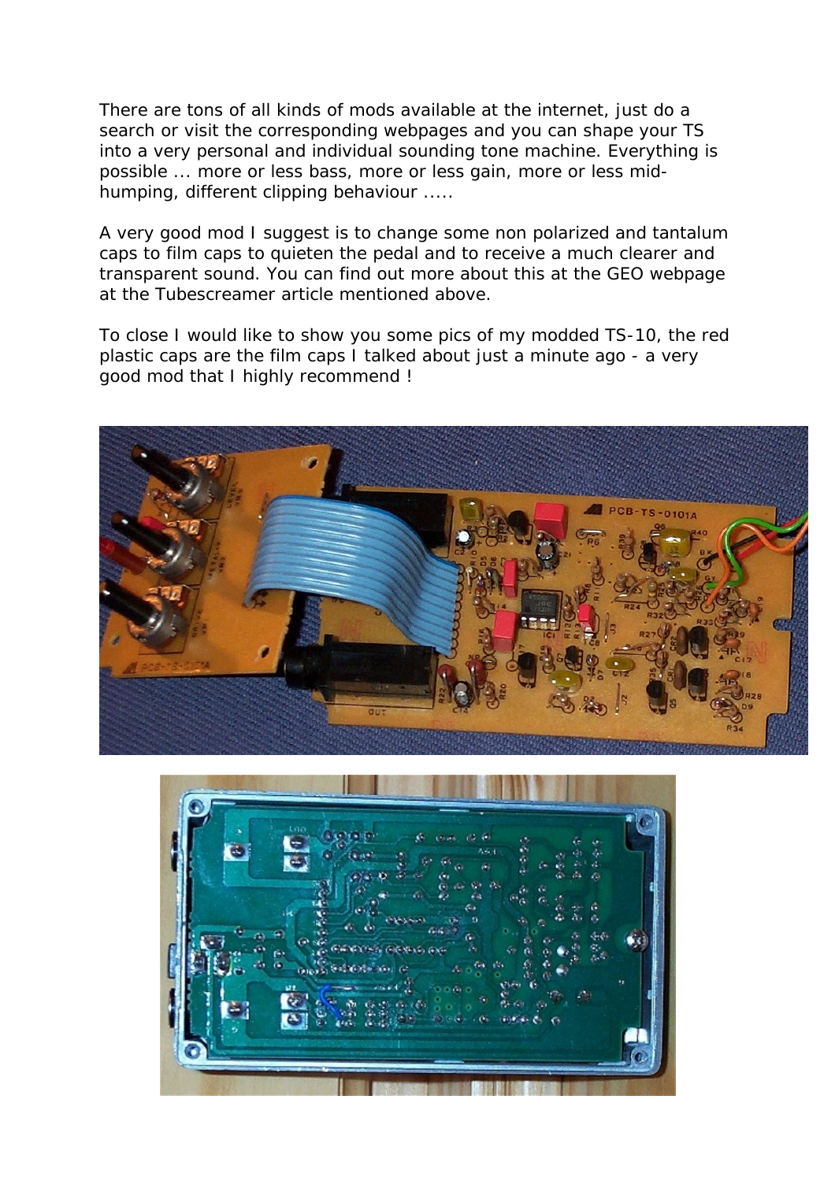There are tons of all kinds of mods available at the internet, just do a search or visit the corresponding webpages and you can shape your TS into a very personal and individual sounding tone machine. Everything is possible ... more or less bass, more or less gain, more or less mid-humping, different clipping behaviour .....

A very good mod I suggest is to change some non polarized and tantalum caps to film caps to quieten the pedal and to receive a much clearer and transparent sound. You can find out more about this at the GEO webpage at the Tubescreamer article mentioned above.

To close I would like to show you some pics of my modded TS-10, the red plastic caps are the film caps I talked about just a minute ago - a very good mod that I highly recommend !